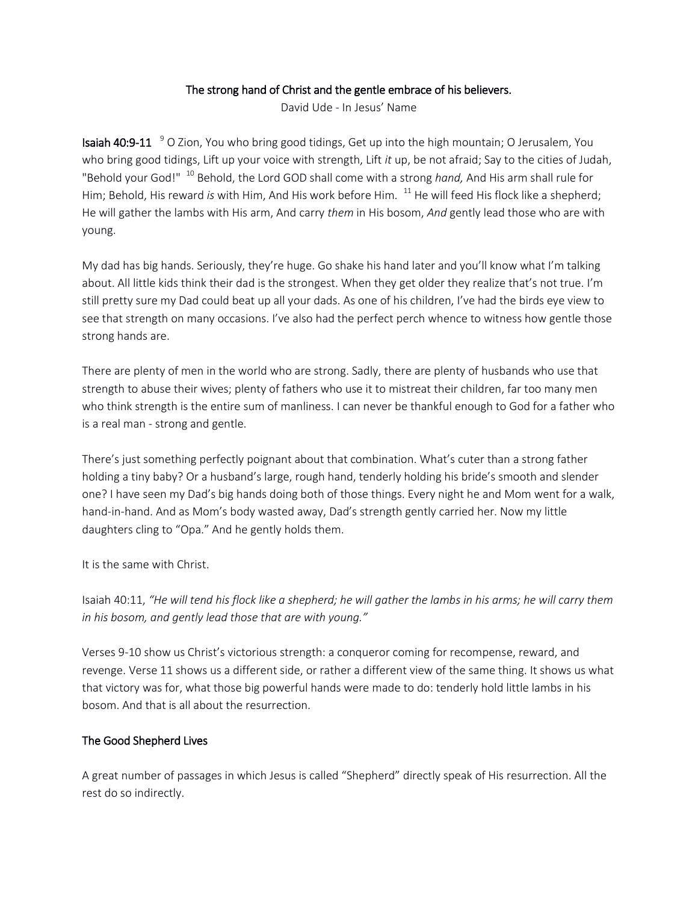# The strong hand of Christ and the gentle embrace of his believers.

David Ude - In Jesus' Name

**Isaiah 40:9-11** [9] O Zion, You who bring good tidings, Get up into the high mountain; O Jerusalem, You who bring good tidings, Lift up your voice with strength, Lift *it* up, be not afraid; Say to the cities of Judah, "Behold your God!" [10] Behold, the Lord GOD shall come with a strong *hand,* And His arm shall rule for Him; Behold, His reward *is* with Him, And His work before Him. [11] He will feed His flock like a shepherd; He will gather the lambs with His arm, And carry *them* in His bosom, *And* gently lead those who are with young.

My dad has big hands. Seriously, they're huge. Go shake his hand later and you'll know what I'm talking about. All little kids think their dad is the strongest. When they get older they realize that's not true. I'm still pretty sure my Dad could beat up all your dads. As one of his children, I've had the birds eye view to see that strength on many occasions. I've also had the perfect perch whence to witness how gentle those strong hands are.

There are plenty of men in the world who are strong. Sadly, there are plenty of husbands who use that strength to abuse their wives; plenty of fathers who use it to mistreat their children, far too many men who think strength is the entire sum of manliness. I can never be thankful enough to God for a father who is a real man - strong and gentle.

There's just something perfectly poignant about that combination. What's cuter than a strong father holding a tiny baby? Or a husband's large, rough hand, tenderly holding his bride's smooth and slender one? I have seen my Dad's big hands doing both of those things. Every night he and Mom went for a walk, hand-in-hand. And as Mom's body wasted away, Dad's strength gently carried her. Now my little daughters cling to "Opa." And he gently holds them.

It is the same with Christ.

Isaiah 40:11, *"He will tend his flock like a shepherd; he will gather the lambs in his arms; he will carry them in his bosom, and gently lead those that are with young."*

Verses 9-10 show us Christ's victorious strength: a conqueror coming for recompense, reward, and revenge. Verse 11 shows us a different side, or rather a different view of the same thing. It shows us what that victory was for, what those big powerful hands were made to do: tenderly hold little lambs in his bosom. And that is all about the resurrection.

## The Good Shepherd Lives

A great number of passages in which Jesus is called "Shepherd" directly speak of His resurrection. All the rest do so indirectly.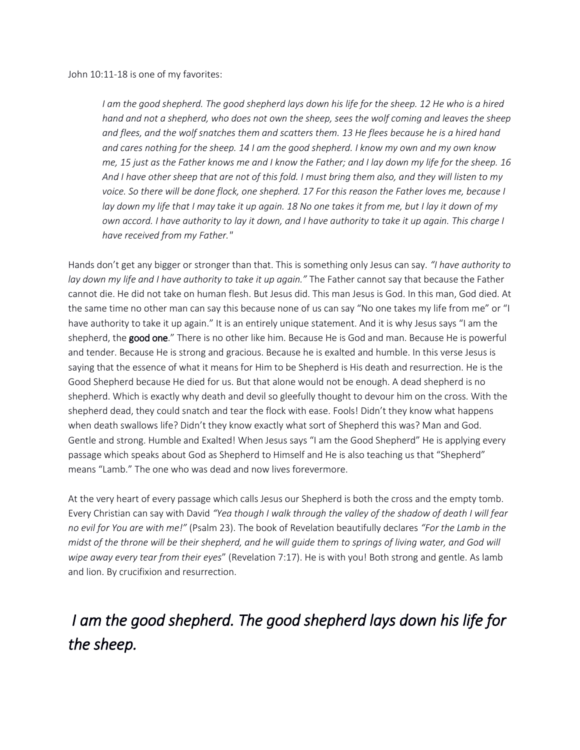John 10:11-18 is one of my favorites:

> *I am the good shepherd. The good shepherd lays down his life for the sheep. 12 He who is a hired hand and not a shepherd, who does not own the sheep, sees the wolf coming and leaves the sheep and flees, and the wolf snatches them and scatters them. 13 He flees because he is a hired hand and cares nothing for the sheep. 14 I am the good shepherd. I know my own and my own know me, 15 just as the Father knows me and I know the Father; and I lay down my life for the sheep. 16 And I have other sheep that are not of this fold. I must bring them also, and they will listen to my voice. So there will be done flock, one shepherd. 17 For this reason the Father loves me, because I lay down my life that I may take it up again. 18 No one takes it from me, but I lay it down of my own accord. I have authority to lay it down, and I have authority to take it up again. This charge I have received from my Father."*

Hands don't get any bigger or stronger than that. This is something only Jesus can say. *"I have authority to lay down my life and I have authority to take it up again."* The Father cannot say that because the Father cannot die. He did not take on human flesh. But Jesus did. This man Jesus is God. In this man, God died. At the same time no other man can say this because none of us can say "No one takes my life from me" or "I have authority to take it up again." It is an entirely unique statement. And it is why Jesus says "I am the shepherd, the **good one**." There is no other like him. Because He is God and man. Because He is powerful and tender. Because He is strong and gracious. Because he is exalted and humble. In this verse Jesus is saying that the essence of what it means for Him to be Shepherd is His death and resurrection. He is the Good Shepherd because He died for us. But that alone would not be enough. A dead shepherd is no shepherd. Which is exactly why death and devil so gleefully thought to devour him on the cross. With the shepherd dead, they could snatch and tear the flock with ease. Fools! Didn't they know what happens when death swallows life? Didn't they know exactly what sort of Shepherd this was? Man and God. Gentle and strong. Humble and Exalted! When Jesus says "I am the Good Shepherd" He is applying every passage which speaks about God as Shepherd to Himself and He is also teaching us that "Shepherd" means "Lamb." The one who was dead and now lives forevermore.

At the very heart of every passage which calls Jesus our Shepherd is both the cross and the empty tomb. Every Christian can say with David *"Yea though I walk through the valley of the shadow of death I will fear no evil for You are with me!"* (Psalm 23). The book of Revelation beautifully declares *"For the Lamb in the midst of the throne will be their shepherd, and he will guide them to springs of living water, and God will wipe away every tear from their eyes*" (Revelation 7:17). He is with you! Both strong and gentle. As lamb and lion. By crucifixion and resurrection.

## *I am the good shepherd. The good shepherd lays down his life for the sheep.*